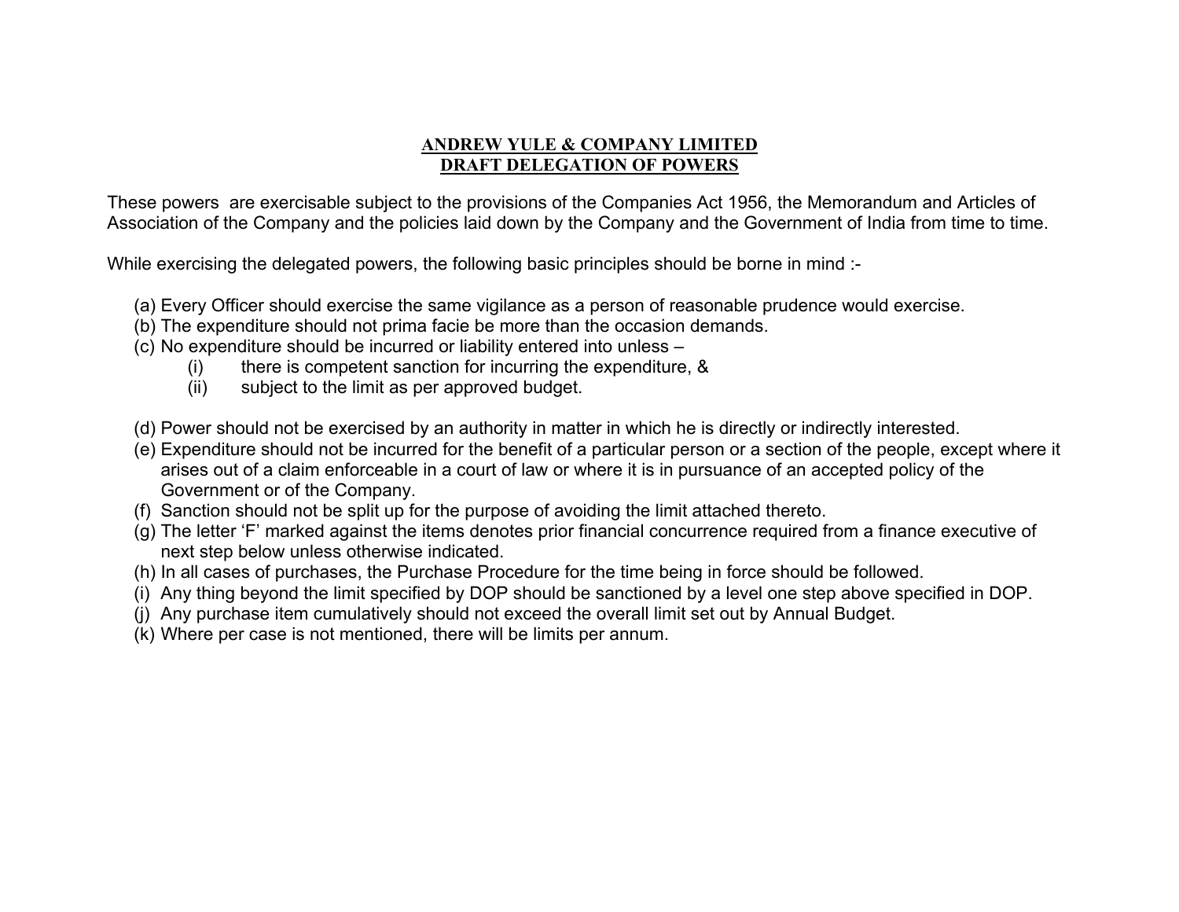# ANDREW YULE & COMPANY LIMITED
## DRAFT DELEGATION OF POWERS

These powers are exercisable subject to the provisions of the Companies Act 1956, the Memorandum and Articles of Association of the Company and the policies laid down by the Company and the Government of India from time to time.

While exercising the delegated powers, the following basic principles should be borne in mind :-

(a) Every Officer should exercise the same vigilance as a person of reasonable prudence would exercise.
(b) The expenditure should not prima facie be more than the occasion demands.
(c) No expenditure should be incurred or liability entered into unless –
    (i) there is competent sanction for incurring the expenditure, &
    (ii) subject to the limit as per approved budget.

(d) Power should not be exercised by an authority in matter in which he is directly or indirectly interested.
(e) Expenditure should not be incurred for the benefit of a particular person or a section of the people, except where it arises out of a claim enforceable in a court of law or where it is in pursuance of an accepted policy of the Government or of the Company.
(f) Sanction should not be split up for the purpose of avoiding the limit attached thereto.
(g) The letter 'F' marked against the items denotes prior financial concurrence required from a finance executive of next step below unless otherwise indicated.
(h) In all cases of purchases, the Purchase Procedure for the time being in force should be followed.
(i) Any thing beyond the limit specified by DOP should be sanctioned by a level one step above specified in DOP.
(j) Any purchase item cumulatively should not exceed the overall limit set out by Annual Budget.
(k) Where per case is not mentioned, there will be limits per annum.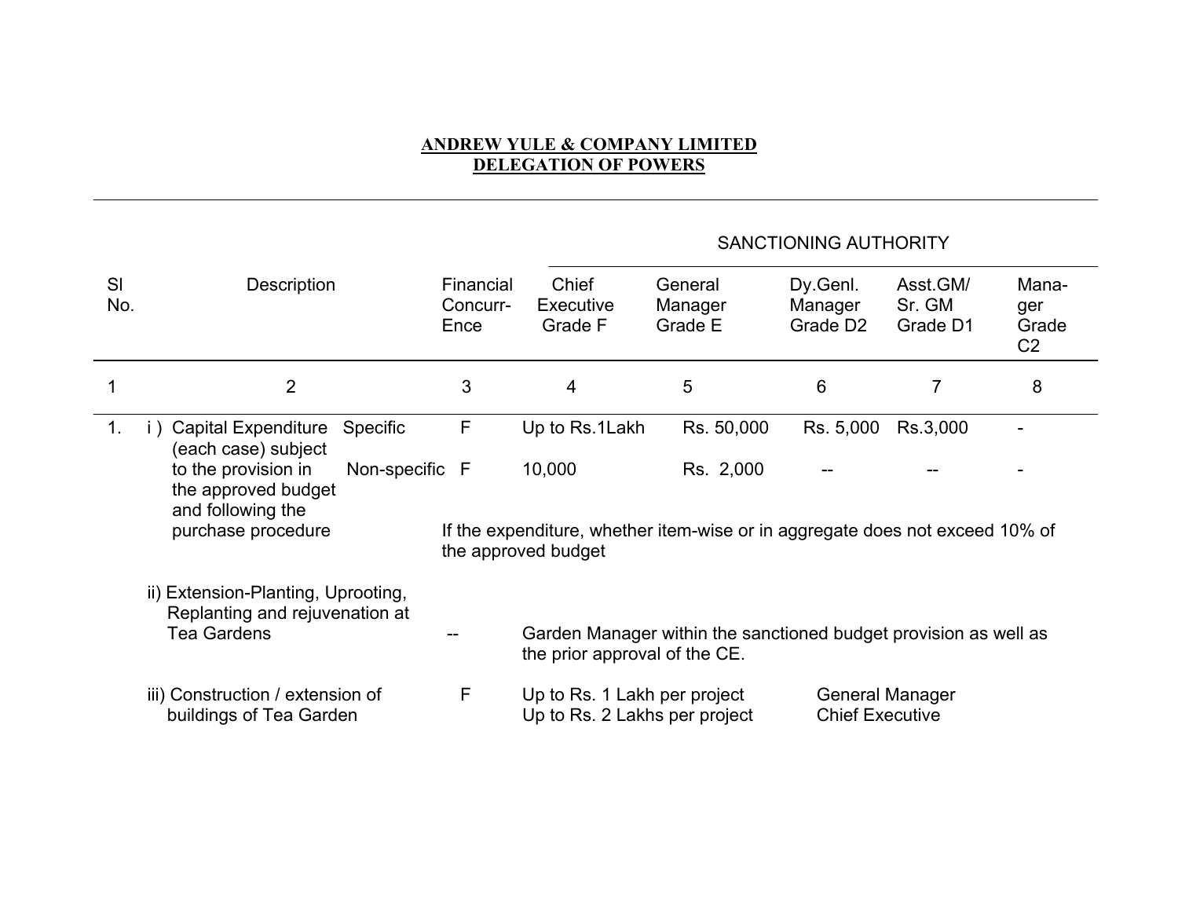**ANDREW YULE & COMPANY LIMITED**
**DELEGATION OF POWERS**

| Sl No. | Description | | Financial Concurr-Ence | SANCTIONING AUTHORITY | | | | |
|---|---|---|---|---|---|---|---|---|
| | | | | Chief Executive Grade F | General Manager Grade E | Dy.Genl. Manager Grade D2 | Asst.GM/ Sr. GM Grade D1 | Mana-ger Grade C2 |
| 1 | 2 | | 3 | 4 | 5 | 6 | 7 | 8 |
| 1. | i ) Capital Expenditure (each case) subject to the provision in the approved budget and following the purchase procedure | Specific | F | Up to Rs.1Lakh | Rs. 50,000 | Rs. 5,000 | Rs.3,000 | - |
| | | Non-specific | F | 10,000 | Rs. 2,000 | -- | -- | - |
| | | | If the expenditure, whether item-wise or in aggregate does not exceed 10% of the approved budget | | | | | |
| | ii) Extension-Planting, Uprooting, Replanting and rejuvenation at Tea Gardens | | -- | Garden Manager within the sanctioned budget provision as well as the prior approval of the CE. | | | | |
| | iii) Construction / extension of buildings of Tea Garden | | F | Up to Rs. 1 Lakh per project | | General Manager | | |
| | | | | Up to Rs. 2 Lakhs per project | | Chief Executive | | |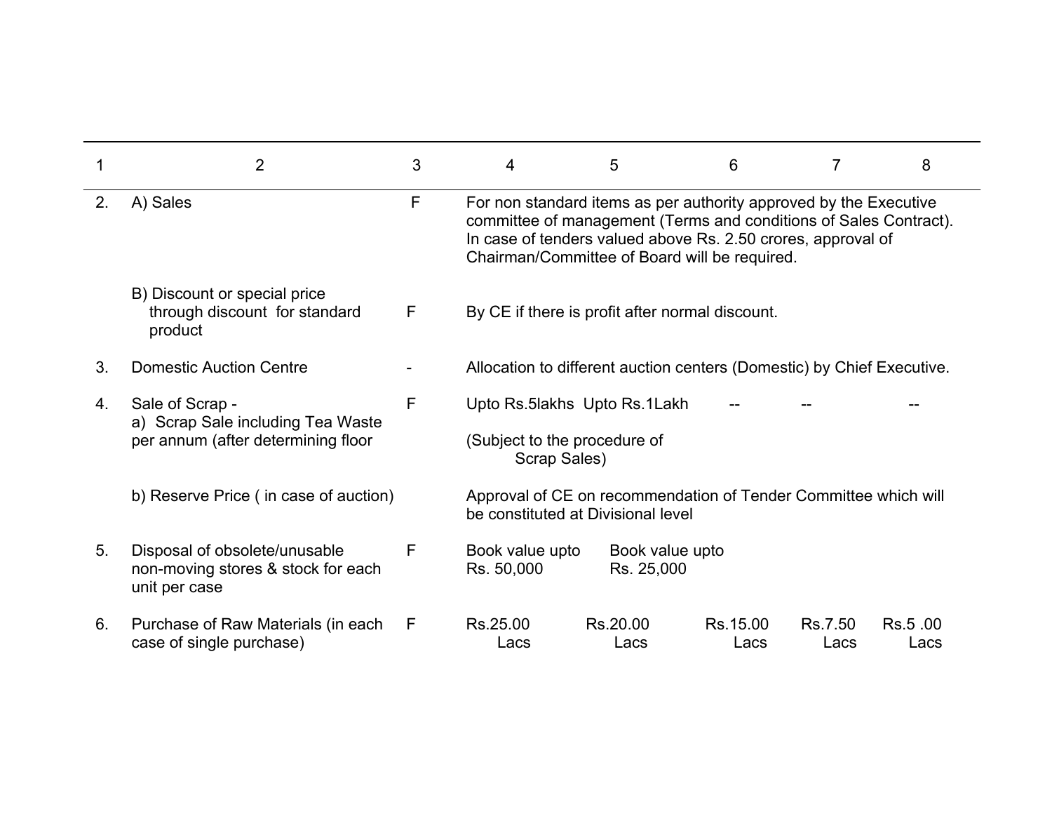| 1 | 2 | 3 | 4 | 5 | 6 | 7 | 8 |
|---|---|---|---|---|---|---|---|
| 2. | A) Sales | F | For non standard items as per authority approved by the Executive committee of management (Terms and conditions of Sales Contract). In case of tenders valued above Rs. 2.50 crores, approval of Chairman/Committee of Board will be required. | | | | |
| | B) Discount or special price through discount for standard product | F | By CE if there is profit after normal discount. | | | | |
| 3. | Domestic Auction Centre | - | Allocation to different auction centers (Domestic) by Chief Executive. | | | | |
| 4. | Sale of Scrap - a) Scrap Sale including Tea Waste per annum (after determining floor | F | Upto Rs.5lakhs (Subject to the procedure of Scrap Sales) | Upto Rs.1Lakh | -- | -- | -- |
| | b) Reserve Price ( in case of auction) | | Approval of CE on recommendation of Tender Committee which will be constituted at Divisional level | | | | |
| 5. | Disposal of obsolete/unusable non-moving stores & stock for each unit per case | F | Book value upto Rs. 50,000 | Book value upto Rs. 25,000 | | | |
| 6. | Purchase of Raw Materials (in each case of single purchase) | F | Rs.25.00 Lacs | Rs.20.00 Lacs | Rs.15.00 Lacs | Rs.7.50 Lacs | Rs.5 .00 Lacs |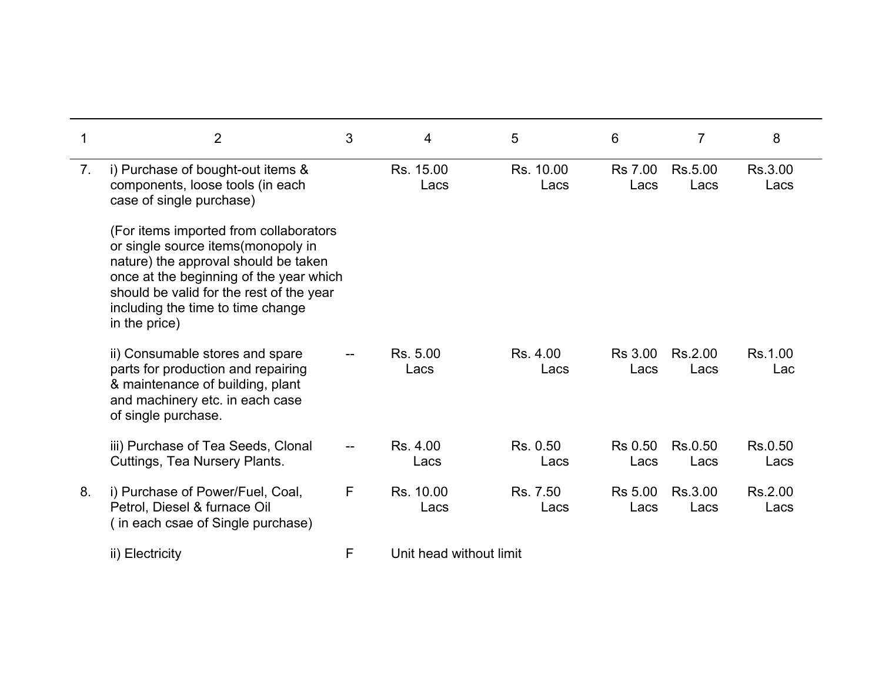| 1 | 2 | 3 | 4 | 5 | 6 | 7 | 8 |
|---|---|---|---|---|---|---|---|
| 7. | i) Purchase of bought-out items & components, loose tools (in each case of single purchase)<br><br>(For items imported from collaborators or single source items(monopoly in nature) the approval should be taken once at the beginning of the year which should be valid for the rest of the year including the time to time change in the price) | | Rs. 15.00 Lacs | Rs. 10.00 Lacs | Rs 7.00 Lacs | Rs.5.00 Lacs | Rs.3.00 Lacs |
| | ii) Consumable stores and spare parts for production and repairing & maintenance of building, plant and machinery etc. in each case of single purchase. | -- | Rs. 5.00 Lacs | Rs. 4.00 Lacs | Rs 3.00 Lacs | Rs.2.00 Lacs | Rs.1.00 Lac |
| | iii) Purchase of Tea Seeds, Clonal Cuttings, Tea Nursery Plants. | -- | Rs. 4.00 Lacs | Rs. 0.50 Lacs | Rs 0.50 Lacs | Rs.0.50 Lacs | Rs.0.50 Lacs |
| 8. | i) Purchase of Power/Fuel, Coal, Petrol, Diesel & furnace Oil ( in each csae of Single purchase) | F | Rs. 10.00 Lacs | Rs. 7.50 Lacs | Rs 5.00 Lacs | Rs.3.00 Lacs | Rs.2.00 Lacs |
| | ii) Electricity | F | Unit head without limit | | | | |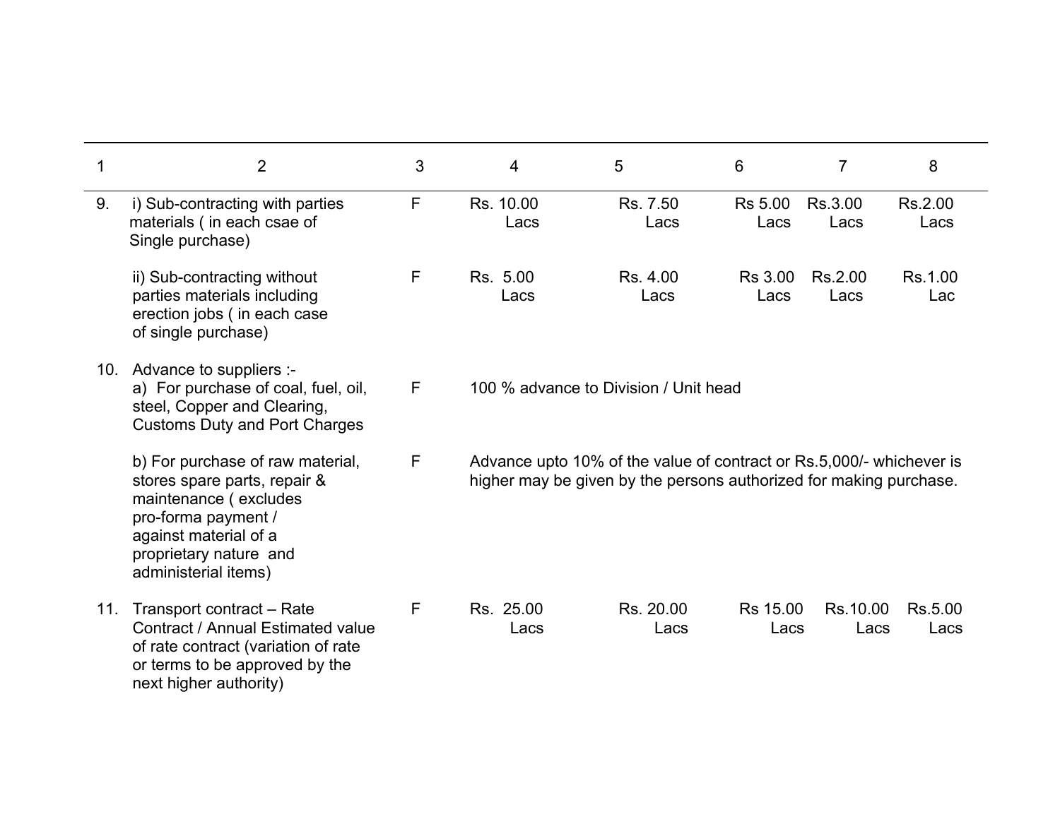| 1 | 2 | 3 | 4 | 5 | 6 | 7 | 8 |
|---|---|---|---|---|---|---|---|
| 9. | i) Sub-contracting with parties materials ( in each csae of Single purchase) | F | Rs. 10.00 Lacs | Rs. 7.50 Lacs | Rs 5.00 Lacs | Rs.3.00 Lacs | Rs.2.00 Lacs |
| | ii) Sub-contracting without parties materials including erection jobs ( in each case of single purchase) | F | Rs. 5.00 Lacs | Rs. 4.00 Lacs | Rs 3.00 Lacs | Rs.2.00 Lacs | Rs.1.00 Lac |
| 10. | Advance to suppliers :- a) For purchase of coal, fuel, oil, steel, Copper and Clearing, Customs Duty and Port Charges | F | 100 % advance to Division / Unit head | | | | |
| | b) For purchase of raw material, stores spare parts, repair & maintenance ( excludes pro-forma payment / against material of a proprietary nature and administerial items) | F | Advance upto 10% of the value of contract or Rs.5,000/- whichever is higher may be given by the persons authorized for making purchase. | | | | |
| 11. | Transport contract – Rate Contract / Annual Estimated value of rate contract (variation of rate or terms to be approved by the next higher authority) | F | Rs. 25.00 Lacs | Rs. 20.00 Lacs | Rs 15.00 Lacs | Rs.10.00 Lacs | Rs.5.00 Lacs |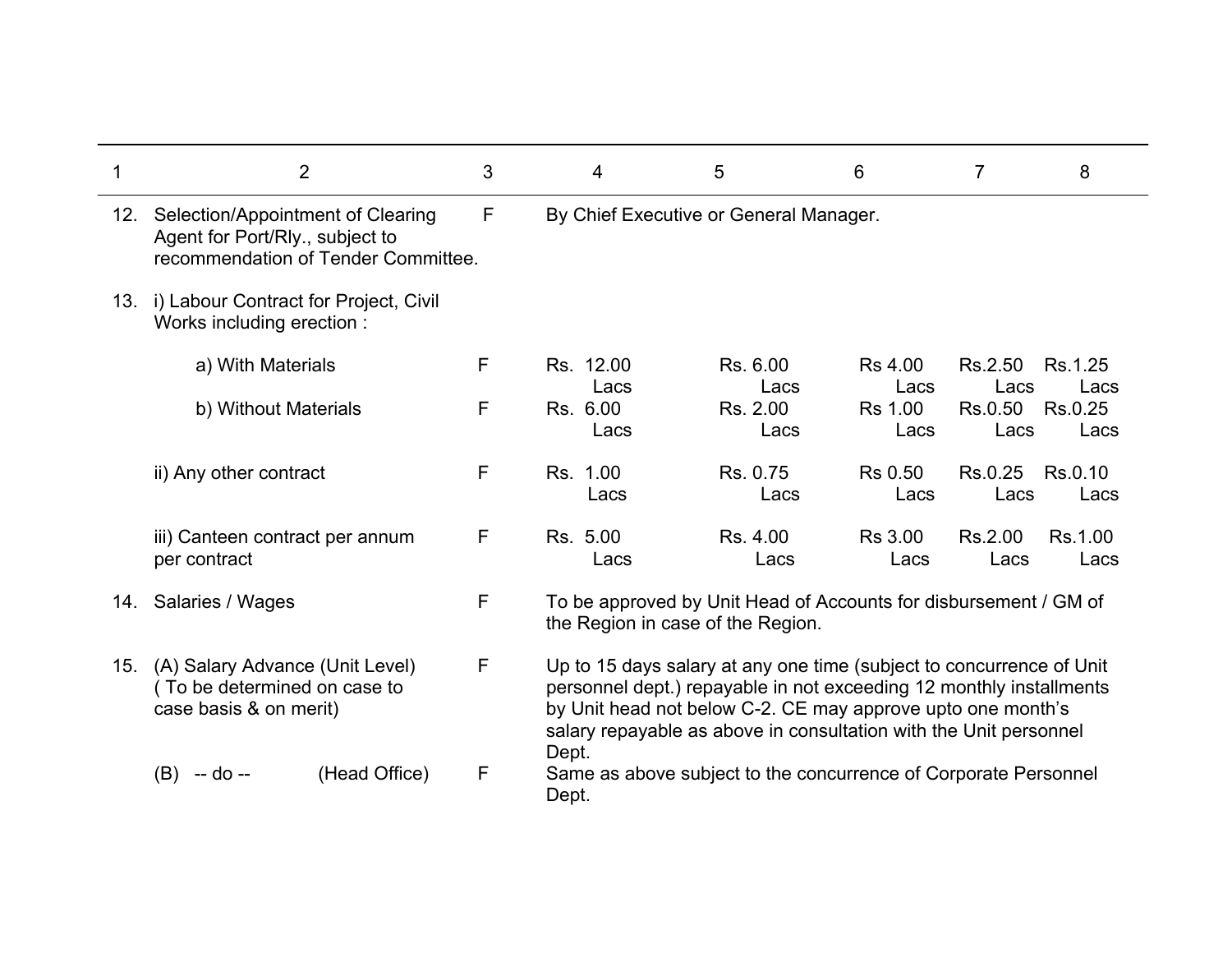| 1 | 2 | 3 | 4 | 5 | 6 | 7 | 8 |
|---|---|---|---|---|---|---|---|
| 12. | Selection/Appointment of Clearing Agent for Port/Rly., subject to recommendation of Tender Committee. | F | By Chief Executive or General Manager. | | | | |
| 13. | i) Labour Contract for Project, Civil Works including erection : | | | | | | |
| | a) With Materials | F | Rs. 12.00 Lacs | Rs. 6.00 Lacs | Rs 4.00 Lacs | Rs.2.50 Lacs | Rs.1.25 Lacs |
| | b) Without Materials | F | Rs. 6.00 Lacs | Rs. 2.00 Lacs | Rs 1.00 Lacs | Rs.0.50 Lacs | Rs.0.25 Lacs |
| | ii) Any other contract | F | Rs. 1.00 Lacs | Rs. 0.75 Lacs | Rs 0.50 Lacs | Rs.0.25 Lacs | Rs.0.10 Lacs |
| | iii) Canteen contract per annum per contract | F | Rs. 5.00 Lacs | Rs. 4.00 Lacs | Rs 3.00 Lacs | Rs.2.00 Lacs | Rs.1.00 Lacs |
| 14. | Salaries / Wages | F | To be approved by Unit Head of Accounts for disbursement / GM of the Region in case of the Region. | | | | |
| 15. | (A) Salary Advance (Unit Level) ( To be determined on case to case basis & on merit) | F | Up to 15 days salary at any one time (subject to concurrence of Unit personnel dept.) repayable in not exceeding 12 monthly installments by Unit head not below C-2. CE may approve upto one month's salary repayable as above in consultation with the Unit personnel Dept. | | | | |
| | (B) -- do -- (Head Office) | F | Same as above subject to the concurrence of Corporate Personnel Dept. | | | | |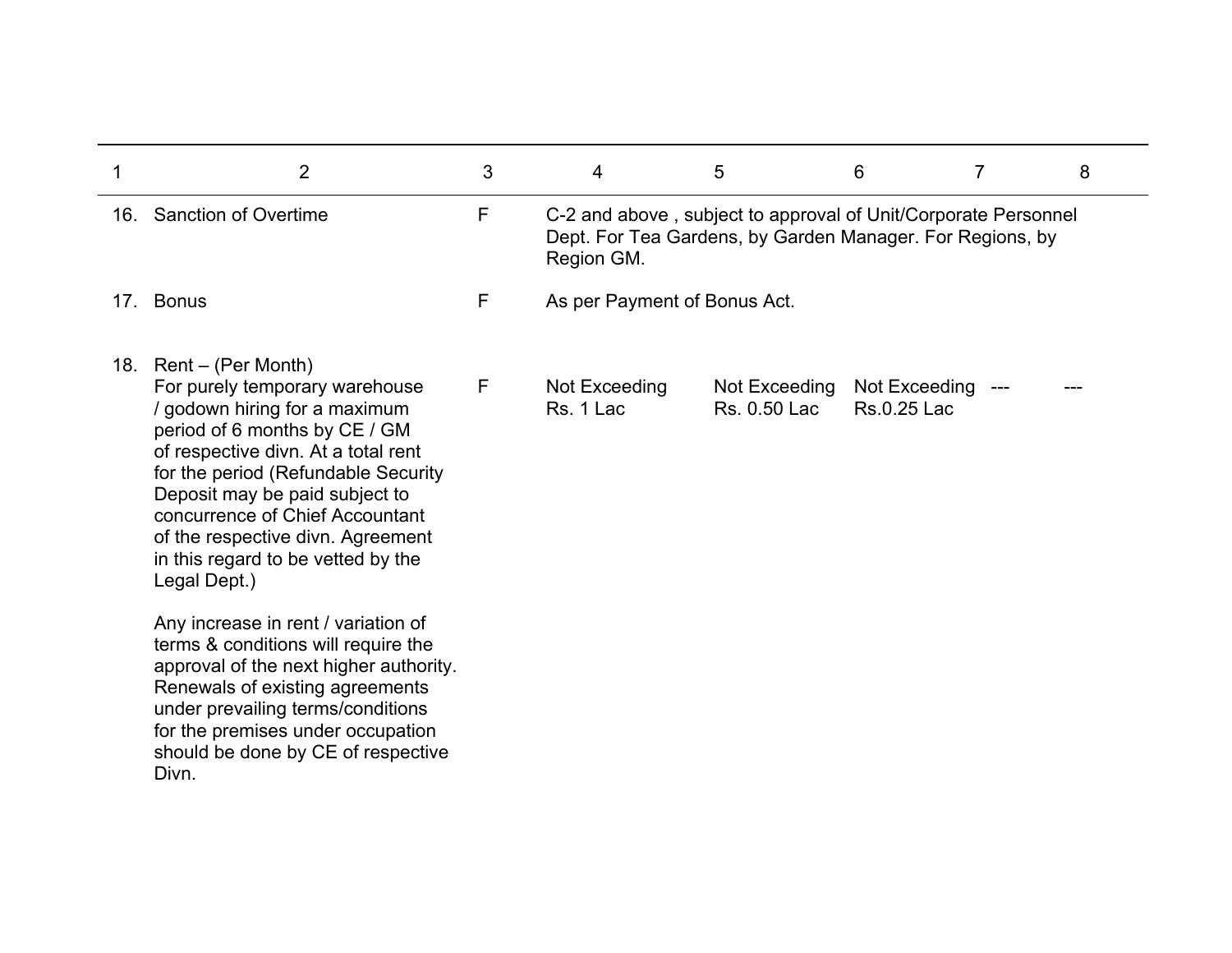| 1 | 2 | 3 | 4 | 5 | 6 | 7 | 8 |
|---|---|---|---|---|---|---|---|
| 16. | Sanction of Overtime | F | C-2 and above , subject to approval of Unit/Corporate Personnel Dept. For Tea Gardens, by Garden Manager. For Regions, by Region GM. | | | | |
| 17. | Bonus | F | As per Payment of Bonus Act. | | | | |
| 18. | Rent – (Per Month)<br>For purely temporary warehouse / godown hiring for a maximum period of 6 months by CE / GM of respective divn. At a total rent for the period (Refundable Security Deposit may be paid subject to concurrence of Chief Accountant of the respective divn. Agreement in this regard to be vetted by the Legal Dept.)<br><br>Any increase in rent / variation of terms & conditions will require the approval of the next higher authority. Renewals of existing agreements under prevailing terms/conditions for the premises under occupation should be done by CE of respective Divn. | F | Not Exceeding Rs. 1 Lac | Not Exceeding Rs. 0.50 Lac | Not Exceeding Rs.0.25 Lac | --- | --- |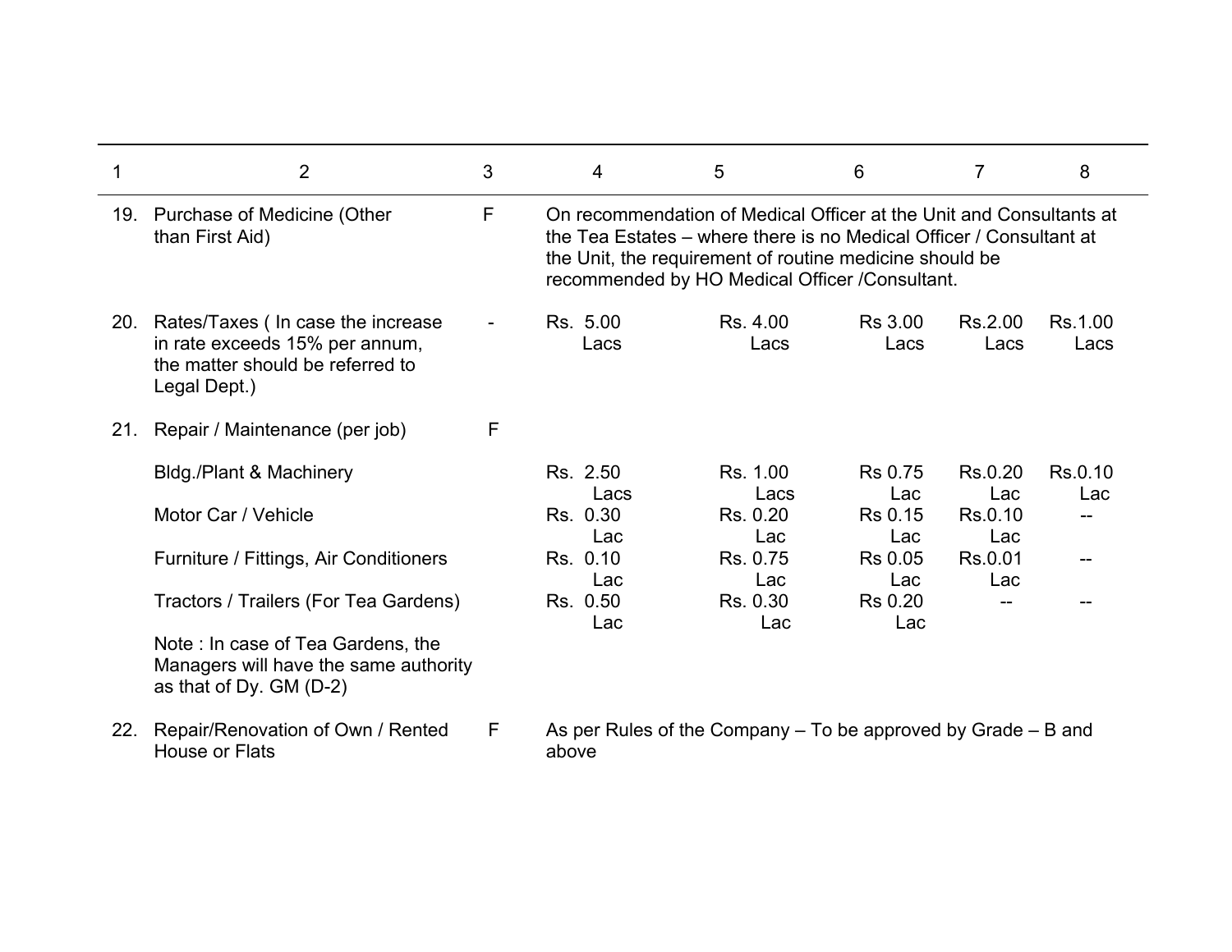| 1 | 2 | 3 | 4 | 5 | 6 | 7 | 8 |
|---|---|---|---|---|---|---|---|
| 19. | Purchase of Medicine (Other than First Aid) | F | On recommendation of Medical Officer at the Unit and Consultants at the Tea Estates – where there is no Medical Officer / Consultant at the Unit, the requirement of routine medicine should be recommended by HO Medical Officer /Consultant. | | | | |
| 20. | Rates/Taxes ( In case the increase in rate exceeds 15% per annum, the matter should be referred to Legal Dept.) | - | Rs. 5.00 Lacs | Rs. 4.00 Lacs | Rs 3.00 Lacs | Rs.2.00 Lacs | Rs.1.00 Lacs |
| 21. | Repair / Maintenance (per job) | F | | | | | |
| | Bldg./Plant & Machinery | | Rs. 2.50 Lacs | Rs. 1.00 Lacs | Rs 0.75 Lac | Rs.0.20 Lac | Rs.0.10 Lac |
| | Motor Car / Vehicle | | Rs. 0.30 Lac | Rs. 0.20 Lac | Rs 0.15 Lac | Rs.0.10 Lac | -- |
| | Furniture / Fittings, Air Conditioners | | Rs. 0.10 Lac | Rs. 0.75 Lac | Rs 0.05 Lac | Rs.0.01 Lac | -- |
| | Tractors / Trailers (For Tea Gardens) | | Rs. 0.50 Lac | Rs. 0.30 Lac | Rs 0.20 Lac | -- | -- |
| | Note : In case of Tea Gardens, the Managers will have the same authority as that of Dy. GM (D-2) | | | | | | |
| 22. | Repair/Renovation of Own / Rented House or Flats | F | As per Rules of the Company – To be approved by Grade – B and above | | | | |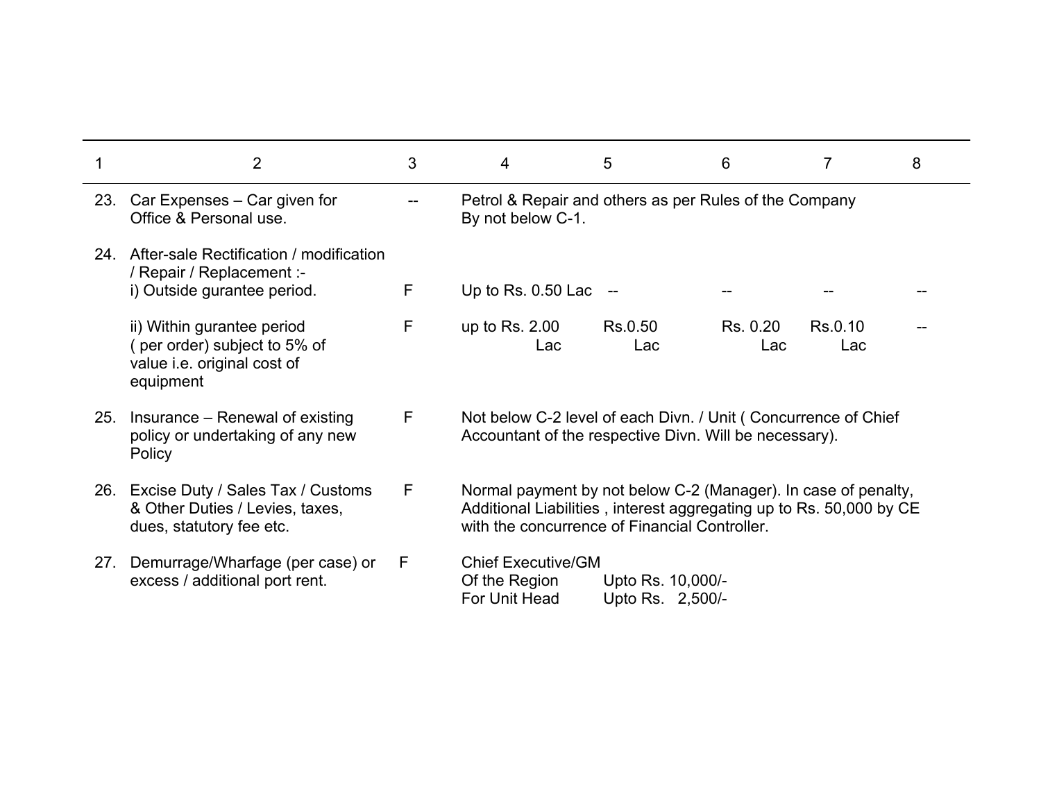| 1 | 2 | 3 | 4 | 5 | 6 | 7 | 8 |
|---|---|---|---|---|---|---|---|
| 23. | Car Expenses – Car given for Office & Personal use. | -- | Petrol & Repair and others as per Rules of the Company By not below C-1. | | | | |
| 24. | After-sale Rectification / modification / Repair / Replacement :- | | | | | | |
| | i) Outside gurantee period. | F | Up to Rs. 0.50 Lac | -- | -- | -- | -- |
| | ii) Within gurantee period ( per order) subject to 5% of value i.e. original cost of equipment | F | up to Rs. 2.00 Lac | Rs.0.50 Lac | Rs. 0.20 Lac | Rs.0.10 Lac | -- |
| 25. | Insurance – Renewal of existing policy or undertaking of any new Policy | F | Not below C-2 level of each Divn. / Unit ( Concurrence of Chief Accountant of the respective Divn. Will be necessary). | | | | |
| 26. | Excise Duty / Sales Tax / Customs & Other Duties / Levies, taxes, dues, statutory fee etc. | F | Normal payment by not below C-2 (Manager). In case of penalty, Additional Liabilities , interest aggregating up to Rs. 50,000 by CE with the concurrence of Financial Controller. | | | | |
| 27. | Demurrage/Wharfage (per case) or excess / additional port rent. | F | Chief Executive/GM Of the Region Upto Rs. 10,000/- For Unit Head Upto Rs. 2,500/- | | | | |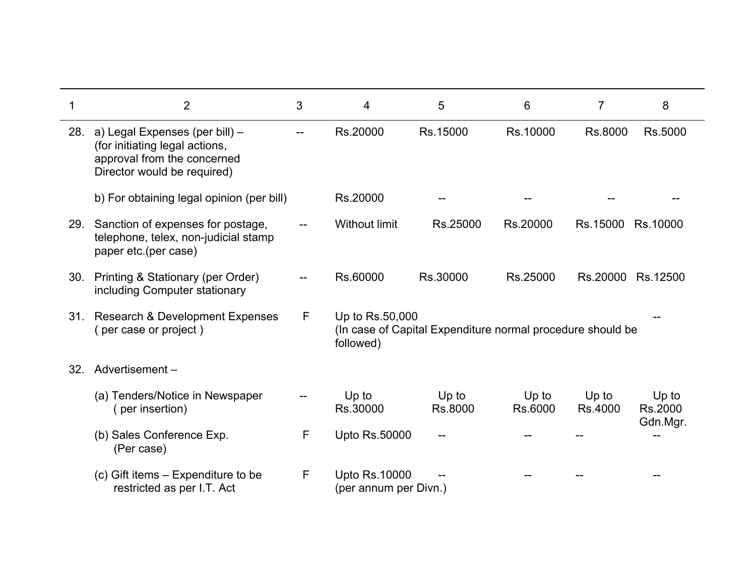| 1 | 2 | 3 | 4 | 5 | 6 | 7 | 8 |
|---|---|---|---|---|---|---|---|
| 28. | a) Legal Expenses (per bill) – (for initiating legal actions, approval from the concerned Director would be required) | -- | Rs.20000 | Rs.15000 | Rs.10000 | Rs.8000 | Rs.5000 |
| | b) For obtaining legal opinion (per bill) | | Rs.20000 | -- | -- | -- | -- |
| 29. | Sanction of expenses for postage, telephone, telex, non-judicial stamp paper etc.(per case) | -- | Without limit | Rs.25000 | Rs.20000 | Rs.15000 | Rs.10000 |
| 30. | Printing & Stationary (per Order) including Computer stationary | -- | Rs.60000 | Rs.30000 | Rs.25000 | Rs.20000 | Rs.12500 |
| 31. | Research & Development Expenses ( per case or project ) | F | Up to Rs.50,000 (In case of Capital Expenditure normal procedure should be followed) | | | | -- |
| 32. | Advertisement – | | | | | | |
| | (a) Tenders/Notice in Newspaper ( per insertion) | -- | Up to Rs.30000 | Up to Rs.8000 | Up to Rs.6000 | Up to Rs.4000 | Up to Rs.2000 Gdn.Mgr. |
| | (b) Sales Conference Exp. (Per case) | F | Upto Rs.50000 | -- | -- | -- | -- |
| | (c) Gift items – Expenditure to be restricted as per I.T. Act | F | Upto Rs.10000 (per annum per Divn.) | -- | -- | -- | -- |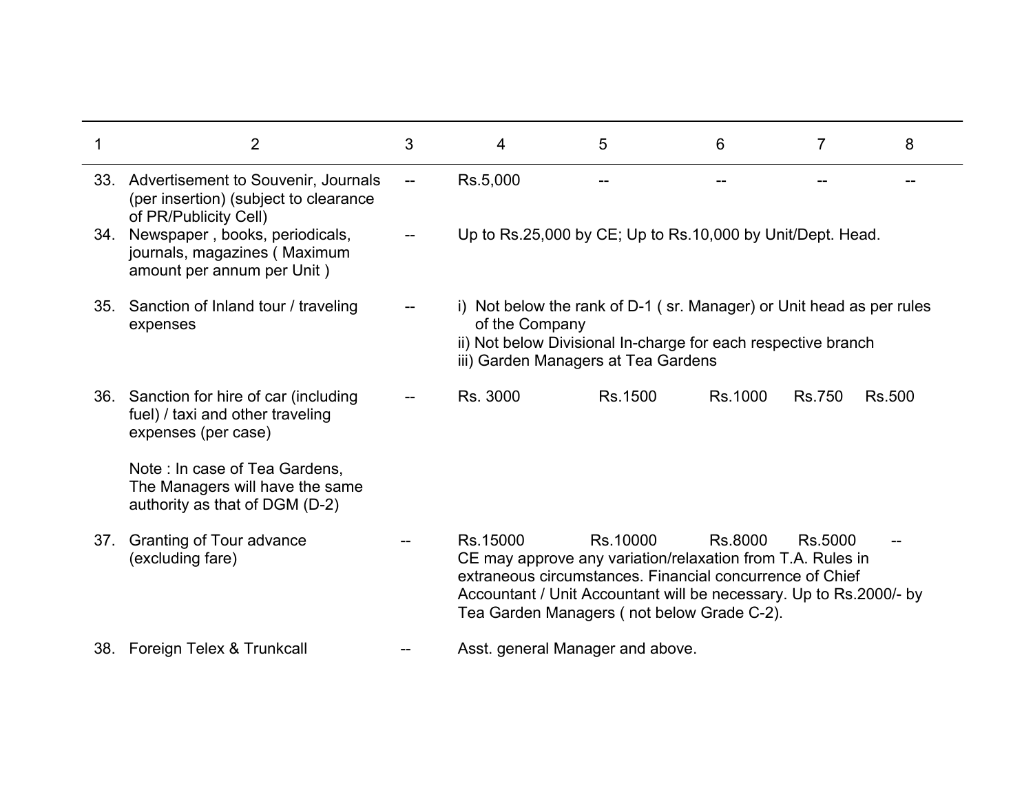| 1 | 2 | 3 | 4 | 5 | 6 | 7 | 8 |
|---|---|---|---|---|---|---|---|
| 33. | Advertisement to Souvenir, Journals (per insertion) (subject to clearance of PR/Publicity Cell) | -- | Rs.5,000 | -- | -- | -- | -- |
| 34. | Newspaper , books, periodicals, journals, magazines ( Maximum amount per annum per Unit ) | -- | Up to Rs.25,000 by CE; Up to Rs.10,000 by Unit/Dept. Head. | | | | |
| 35. | Sanction of Inland tour / traveling expenses | -- | i) Not below the rank of D-1 ( sr. Manager) or Unit head as per rules of the Company<br>ii) Not below Divisional In-charge for each respective branch<br>iii) Garden Managers at Tea Gardens | | | | |
| 36. | Sanction for hire of car (including fuel) / taxi and other traveling expenses (per case)<br><br>Note : In case of Tea Gardens, The Managers will have the same authority as that of DGM (D-2) | -- | Rs. 3000 | Rs.1500 | Rs.1000 | Rs.750 | Rs.500 |
| 37. | Granting of Tour advance (excluding fare) | -- | Rs.15000 | Rs.10000 | Rs.8000 | Rs.5000 | -- |
| | | | CE may approve any variation/relaxation from T.A. Rules in extraneous circumstances. Financial concurrence of Chief Accountant / Unit Accountant will be necessary. Up to Rs.2000/- by Tea Garden Managers ( not below Grade C-2). | | | | |
| 38. | Foreign Telex & Trunkcall | -- | Asst. general Manager and above. | | | | |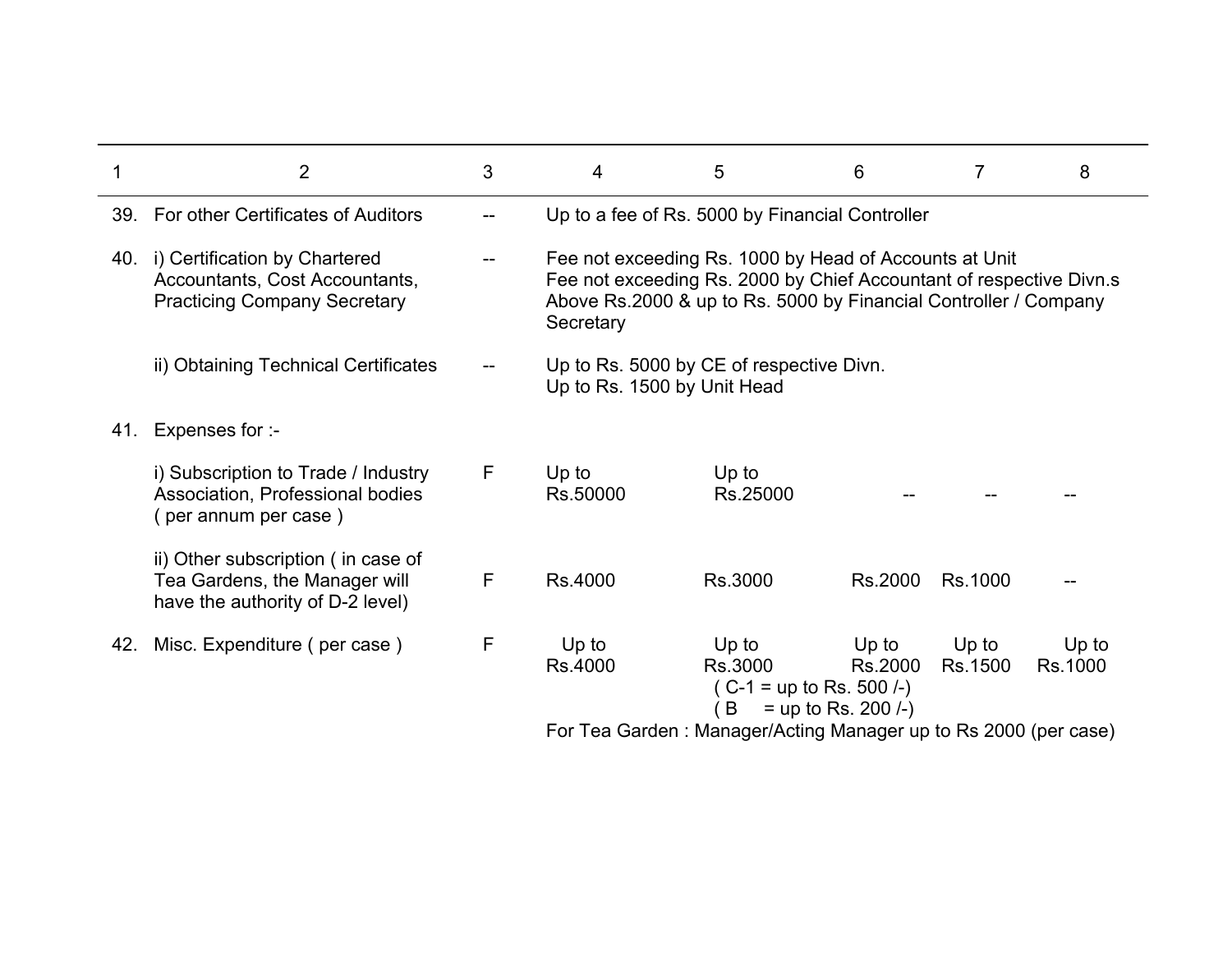| 1 | 2 | 3 | 4 | 5 | 6 | 7 | 8 |
|---|---|---|---|---|---|---|---|
| 39. | For other Certificates of Auditors | -- | Up to a fee of Rs. 5000 by Financial Controller | | | | |
| 40. | i) Certification by Chartered Accountants, Cost Accountants, Practicing Company Secretary | -- | Fee not exceeding Rs. 1000 by Head of Accounts at Unit<br>Fee not exceeding Rs. 2000 by Chief Accountant of respective Divn.s<br>Above Rs.2000 & up to Rs. 5000 by Financial Controller / Company Secretary | | | | |
| | ii) Obtaining Technical Certificates | -- | Up to Rs. 5000 by CE of respective Divn.<br>Up to Rs. 1500 by Unit Head | | | | |
| 41. | Expenses for :- | | | | | | |
| | i) Subscription to Trade / Industry Association, Professional bodies ( per annum per case ) | F | Up to Rs.50000 | Up to Rs.25000 | -- | -- | -- |
| | ii) Other subscription ( in case of Tea Gardens, the Manager will have the authority of D-2 level) | F | Rs.4000 | Rs.3000 | Rs.2000 | Rs.1000 | -- |
| 42. | Misc. Expenditure ( per case ) | F | Up to Rs.4000 | Up to Rs.3000<br>( C-1 = up to Rs. 500 /-)<br>( B = up to Rs. 200 /-) | Up to Rs.2000 | Up to Rs.1500 | Up to Rs.1000 |
| | | | For Tea Garden : Manager/Acting Manager up to Rs 2000 (per case) | | | | |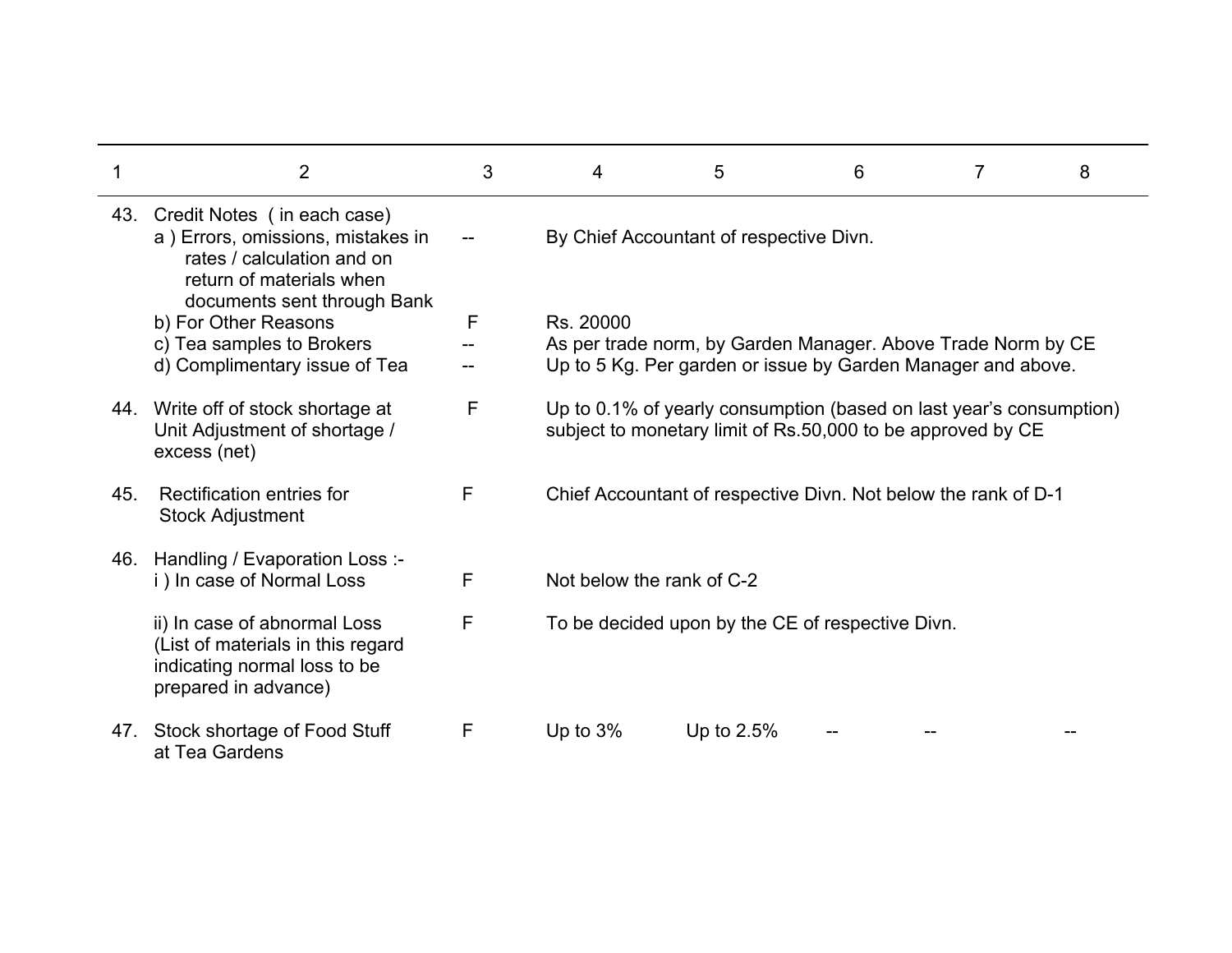| 1 | 2 | 3 | 4 | 5 | 6 | 7 | 8 |
|---|---|---|---|---|---|---|---|
| 43. | Credit Notes ( in each case) | | | | | | |
| | a ) Errors, omissions, mistakes in rates / calculation and on return of materials when documents sent through Bank | -- | By Chief Accountant of respective Divn. | | | | |
| | b) For Other Reasons | F | Rs. 20000 | | | | |
| | c) Tea samples to Brokers | -- | As per trade norm, by Garden Manager. Above Trade Norm by CE | | | | |
| | d) Complimentary issue of Tea | -- | Up to 5 Kg. Per garden or issue by Garden Manager and above. | | | | |
| 44. | Write off of stock shortage at Unit Adjustment of shortage / excess (net) | F | Up to 0.1% of yearly consumption (based on last year's consumption) subject to monetary limit of Rs.50,000 to be approved by CE | | | | |
| 45. | Rectification entries for Stock Adjustment | F | Chief Accountant of respective Divn. Not below the rank of D-1 | | | | |
| 46. | Handling / Evaporation Loss :- | | | | | | |
| | i ) In case of Normal Loss | F | Not below the rank of C-2 | | | | |
| | ii) In case of abnormal Loss (List of materials in this regard indicating normal loss to be prepared in advance) | F | To be decided upon by the CE of respective Divn. | | | | |
| 47. | Stock shortage of Food Stuff at Tea Gardens | F | Up to 3% | Up to 2.5% | -- | -- | -- |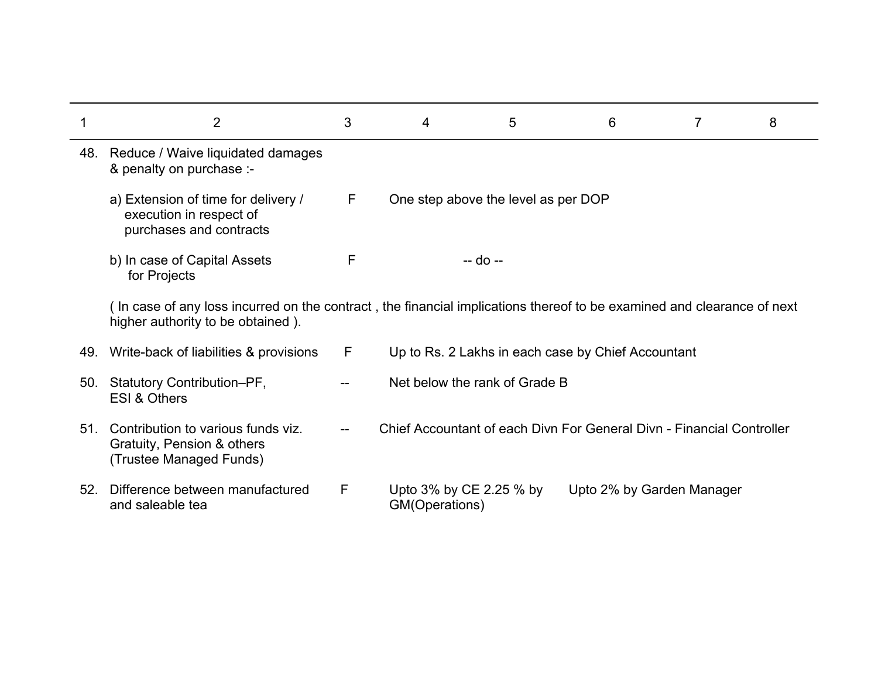| 1 | 2 | 3 | 4 | 5 | 6 | 7 | 8 |
|---|---|---|---|---|---|---|---|
| 48. | Reduce / Waive liquidated damages & penalty on purchase :- | | | | | | |
| | a) Extension of time for delivery / execution in respect of purchases and contracts | F | One step above the level as per DOP | | | | |
| | b) In case of Capital Assets for Projects | F | | -- do -- | | | |
| | ( In case of any loss incurred on the contract , the financial implications thereof to be examined and clearance of next higher authority to be obtained ). | | | | | | |
| 49. | Write-back of liabilities & provisions | F | Up to Rs. 2 Lakhs in each case by Chief Accountant | | | | |
| 50. | Statutory Contribution–PF, ESI & Others | -- | Net below the rank of Grade B | | | | |
| 51. | Contribution to various funds viz. Gratuity, Pension & others (Trustee Managed Funds) | -- | Chief Accountant of each Divn For General Divn - Financial Controller | | | | |
| 52. | Difference between manufactured and saleable tea | F | Upto 3% by CE 2.25 % by GM(Operations) | | Upto 2% by Garden Manager | | |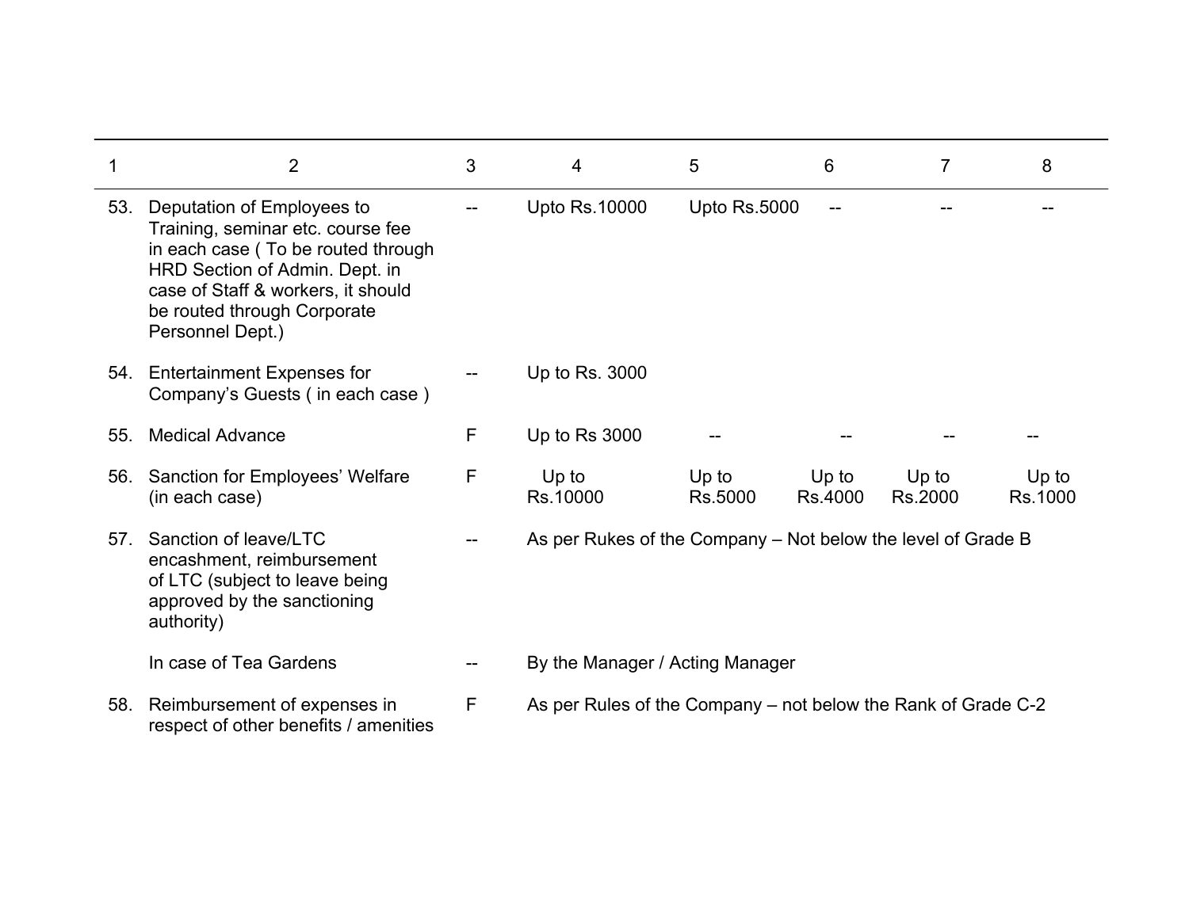| 1 | 2 | 3 | 4 | 5 | 6 | 7 | 8 |
|---|---|---|---|---|---|---|---|
| 53. | Deputation of Employees to Training, seminar etc. course fee in each case ( To be routed through HRD Section of Admin. Dept. in case of Staff & workers, it should be routed through Corporate Personnel Dept.) | -- | Upto Rs.10000 | Upto Rs.5000 | -- | -- | -- |
| 54. | Entertainment Expenses for Company's Guests ( in each case ) | -- | Up to Rs. 3000 | | | | |
| 55. | Medical Advance | F | Up to Rs 3000 | -- | -- | -- | -- |
| 56. | Sanction for Employees' Welfare (in each case) | F | Up to Rs.10000 | Up to Rs.5000 | Up to Rs.4000 | Up to Rs.2000 | Up to Rs.1000 |
| 57. | Sanction of leave/LTC encashment, reimbursement of LTC (subject to leave being approved by the sanctioning authority) | -- | As per Rukes of the Company – Not below the level of Grade B | | | | |
| | In case of Tea Gardens | -- | By the Manager / Acting Manager | | | | |
| 58. | Reimbursement of expenses in respect of other benefits / amenities | F | As per Rules of the Company – not below the Rank of Grade C-2 | | | | |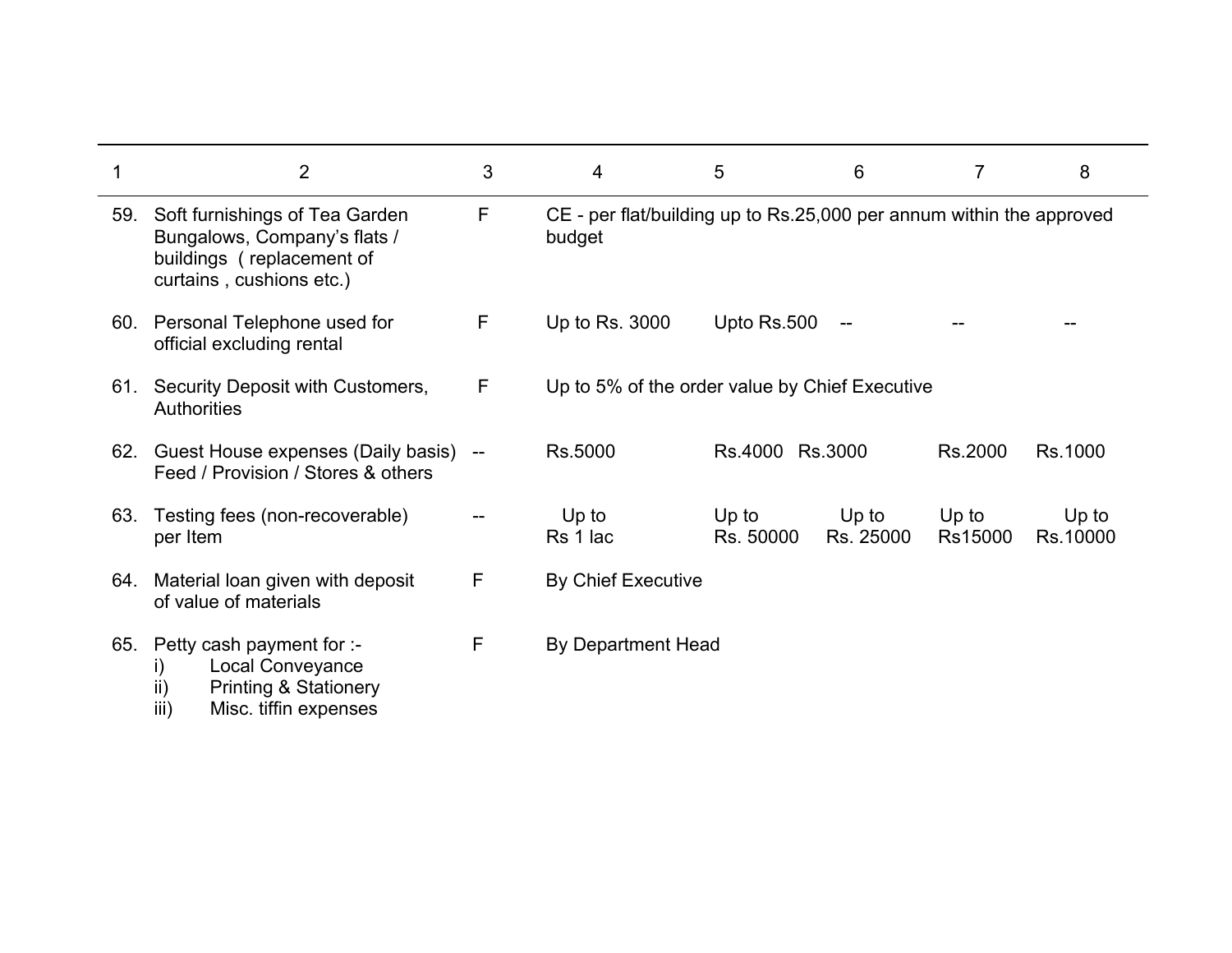| 1 | 2 | 3 | 4 | 5 | 6 | 7 | 8 |
|---|---|---|---|---|---|---|---|
| 59. | Soft furnishings of Tea Garden Bungalows, Company's flats / buildings ( replacement of curtains , cushions etc.) | F | CE - per flat/building up to Rs.25,000 per annum within the approved budget | | | | |
| 60. | Personal Telephone used for official excluding rental | F | Up to Rs. 3000 | Upto Rs.500 | -- | -- | -- |
| 61. | Security Deposit with Customers, Authorities | F | Up to 5% of the order value by Chief Executive | | | | |
| 62. | Guest House expenses (Daily basis) Feed / Provision / Stores & others | -- | Rs.5000 | Rs.4000 | Rs.3000 | Rs.2000 | Rs.1000 |
| 63. | Testing fees (non-recoverable) per Item | -- | Up to Rs 1 lac | Up to Rs. 50000 | Up to Rs. 25000 | Up to Rs15000 | Up to Rs.10000 |
| 64. | Material loan given with deposit of value of materials | F | By Chief Executive | | | | |
| 65. | Petty cash payment for :-<br>i) Local Conveyance<br>ii) Printing & Stationery<br>iii) Misc. tiffin expenses | F | By Department Head | | | | |